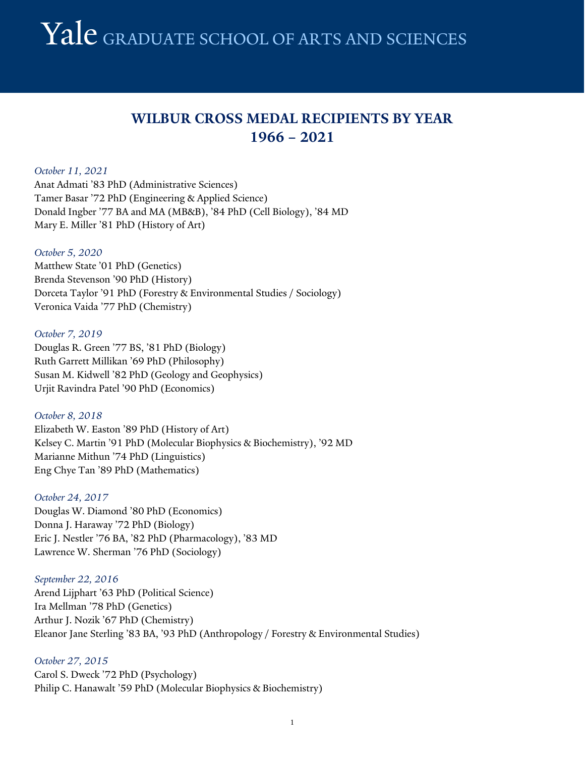Yale GRADUATE SCHOOL OF ARTS AND SCIENCES

# WILBUR CROSS MEDAL RECIPIENTS BY YEAR
# 1966 – 2021

*October 11, 2021*
Anat Admati ’83 PhD (Administrative Sciences)
Tamer Basar ’72 PhD (Engineering & Applied Science)
Donald Ingber ’77 BA and MA (MB&B), ’84 PhD (Cell Biology), ’84 MD
Mary E. Miller ’81 PhD (History of Art)

*October 5, 2020*
Matthew State ’01 PhD (Genetics)
Brenda Stevenson ’90 PhD (History)
Dorceta Taylor ’91 PhD (Forestry & Environmental Studies / Sociology)
Veronica Vaida ’77 PhD (Chemistry)

*October 7, 2019*
Douglas R. Green ’77 BS, ’81 PhD (Biology)
Ruth Garrett Millikan ’69 PhD (Philosophy)
Susan M. Kidwell ’82 PhD (Geology and Geophysics)
Urjit Ravindra Patel ’90 PhD (Economics)

*October 8, 2018*
Elizabeth W. Easton ’89 PhD (History of Art)
Kelsey C. Martin ’91 PhD (Molecular Biophysics & Biochemistry), ’92 MD
Marianne Mithun ’74 PhD (Linguistics)
Eng Chye Tan ’89 PhD (Mathematics)

*October 24, 2017*
Douglas W. Diamond ’80 PhD (Economics)
Donna J. Haraway ’72 PhD (Biology)
Eric J. Nestler ’76 BA, ’82 PhD (Pharmacology), ’83 MD
Lawrence W. Sherman ’76 PhD (Sociology)

*September 22, 2016*
Arend Lijphart ’63 PhD (Political Science)
Ira Mellman ’78 PhD (Genetics)
Arthur J. Nozik ’67 PhD (Chemistry)
Eleanor Jane Sterling ’83 BA, ’93 PhD (Anthropology / Forestry & Environmental Studies)

*October 27, 2015*
Carol S. Dweck ’72 PhD (Psychology)
Philip C. Hanawalt ’59 PhD (Molecular Biophysics & Biochemistry)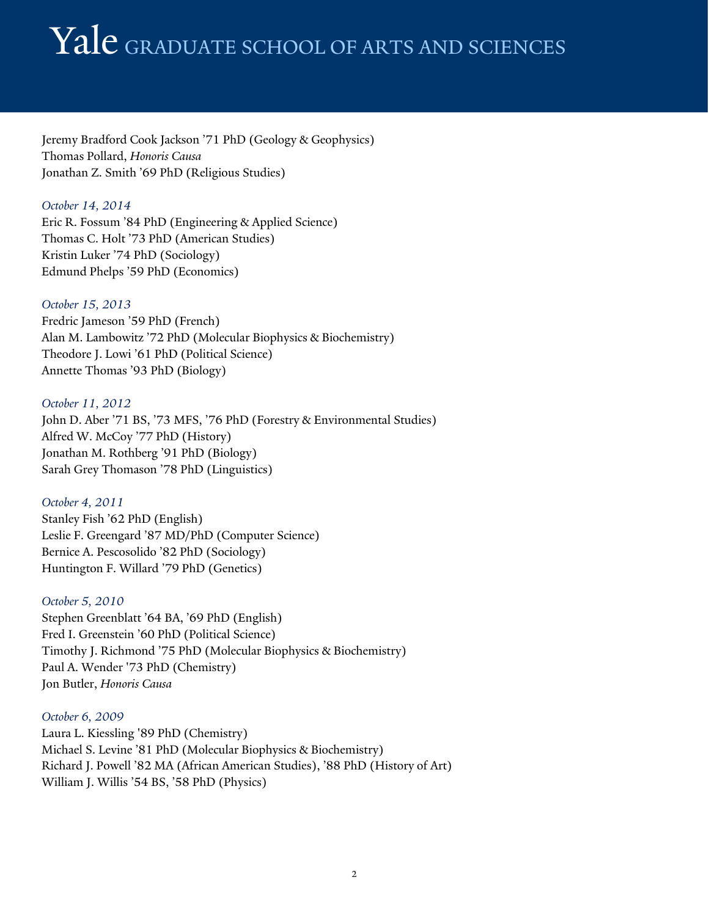Jeremy Bradford Cook Jackson '71 PhD (Geology & Geophysics)
Thomas Pollard, *Honoris Causa*
Jonathan Z. Smith '69 PhD (Religious Studies)

*October 14, 2014*
Eric R. Fossum '84 PhD (Engineering & Applied Science)
Thomas C. Holt '73 PhD (American Studies)
Kristin Luker '74 PhD (Sociology)
Edmund Phelps '59 PhD (Economics)

*October 15, 2013*
Fredric Jameson '59 PhD (French)
Alan M. Lambowitz '72 PhD (Molecular Biophysics & Biochemistry)
Theodore J. Lowi '61 PhD (Political Science)
Annette Thomas '93 PhD (Biology)

*October 11, 2012*
John D. Aber '71 BS, '73 MFS, '76 PhD (Forestry & Environmental Studies)
Alfred W. McCoy '77 PhD (History)
Jonathan M. Rothberg '91 PhD (Biology)
Sarah Grey Thomason '78 PhD (Linguistics)

*October 4, 2011*
Stanley Fish '62 PhD (English)
Leslie F. Greengard '87 MD/PhD (Computer Science)
Bernice A. Pescosolido '82 PhD (Sociology)
Huntington F. Willard '79 PhD (Genetics)

*October 5, 2010*
Stephen Greenblatt '64 BA, '69 PhD (English)
Fred I. Greenstein '60 PhD (Political Science)
Timothy J. Richmond '75 PhD (Molecular Biophysics & Biochemistry)
Paul A. Wender '73 PhD (Chemistry)
Jon Butler, *Honoris Causa*

*October 6, 2009*
Laura L. Kiessling '89 PhD (Chemistry)
Michael S. Levine '81 PhD (Molecular Biophysics & Biochemistry)
Richard J. Powell '82 MA (African American Studies), '88 PhD (History of Art)
William J. Willis '54 BS, '58 PhD (Physics)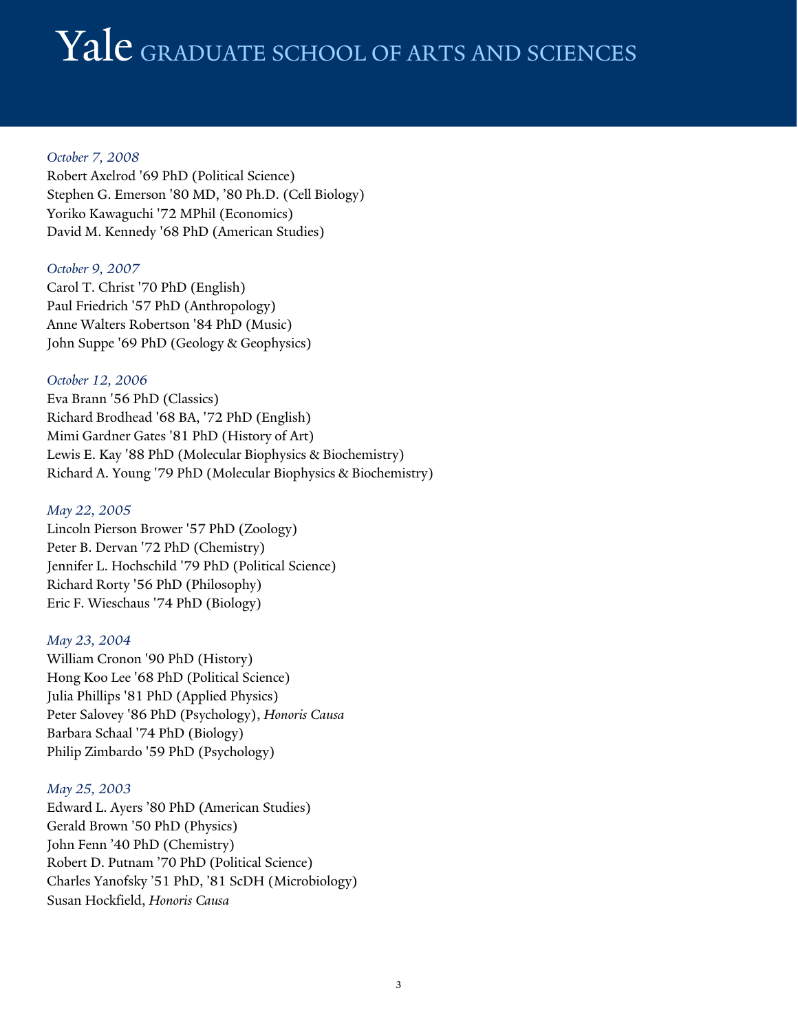# Yale GRADUATE SCHOOL OF ARTS AND SCIENCES

*October 7, 2008*
Robert Axelrod '69 PhD (Political Science)
Stephen G. Emerson '80 MD, '80 Ph.D. (Cell Biology)
Yoriko Kawaguchi '72 MPhil (Economics)
David M. Kennedy '68 PhD (American Studies)

*October 9, 2007*
Carol T. Christ '70 PhD (English)
Paul Friedrich '57 PhD (Anthropology)
Anne Walters Robertson '84 PhD (Music)
John Suppe '69 PhD (Geology & Geophysics)

*October 12, 2006*
Eva Brann '56 PhD (Classics)
Richard Brodhead '68 BA, '72 PhD (English)
Mimi Gardner Gates '81 PhD (History of Art)
Lewis E. Kay '88 PhD (Molecular Biophysics & Biochemistry)
Richard A. Young '79 PhD (Molecular Biophysics & Biochemistry)

*May 22, 2005*
Lincoln Pierson Brower '57 PhD (Zoology)
Peter B. Dervan '72 PhD (Chemistry)
Jennifer L. Hochschild '79 PhD (Political Science)
Richard Rorty '56 PhD (Philosophy)
Eric F. Wieschaus '74 PhD (Biology)

*May 23, 2004*
William Cronon '90 PhD (History)
Hong Koo Lee '68 PhD (Political Science)
Julia Phillips '81 PhD (Applied Physics)
Peter Salovey '86 PhD (Psychology), *Honoris Causa*
Barbara Schaal '74 PhD (Biology)
Philip Zimbardo '59 PhD (Psychology)

*May 25, 2003*
Edward L. Ayers '80 PhD (American Studies)
Gerald Brown '50 PhD (Physics)
John Fenn '40 PhD (Chemistry)
Robert D. Putnam '70 PhD (Political Science)
Charles Yanofsky '51 PhD, '81 ScDH (Microbiology)
Susan Hockfield, *Honoris Causa*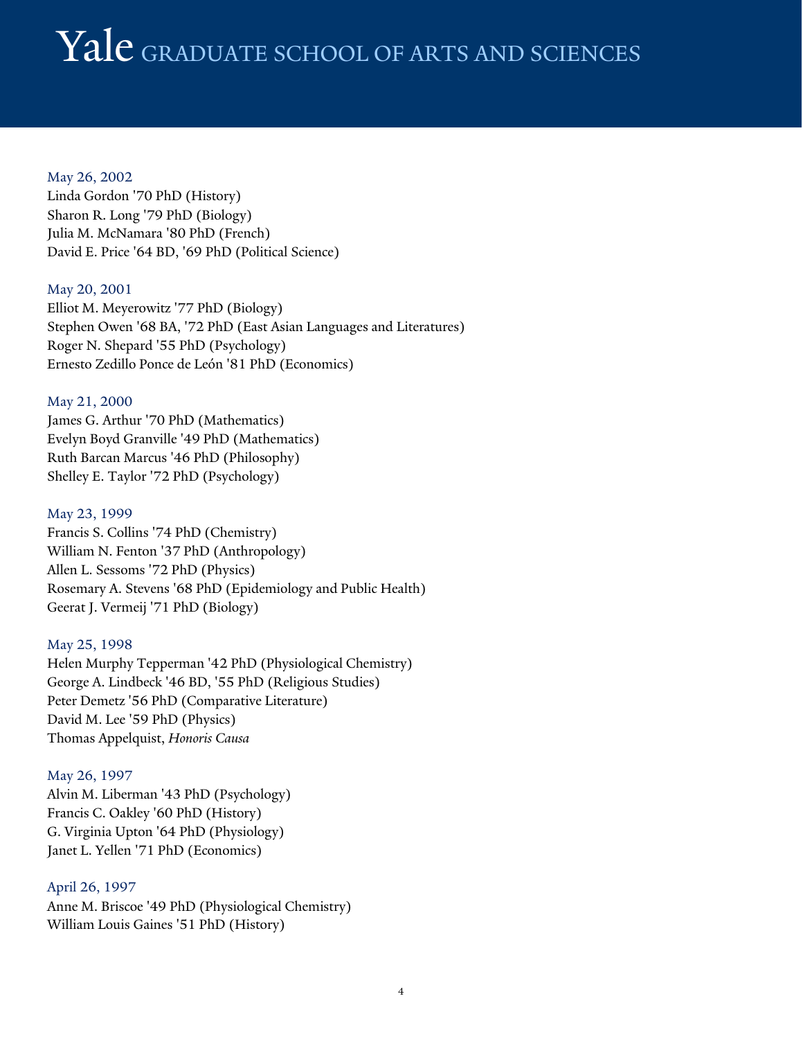May 26, 2002
Linda Gordon '70 PhD (History)
Sharon R. Long '79 PhD (Biology)
Julia M. McNamara '80 PhD (French)
David E. Price '64 BD, '69 PhD (Political Science)

May 20, 2001
Elliot M. Meyerowitz '77 PhD (Biology)
Stephen Owen '68 BA, '72 PhD (East Asian Languages and Literatures)
Roger N. Shepard '55 PhD (Psychology)
Ernesto Zedillo Ponce de León '81 PhD (Economics)

May 21, 2000
James G. Arthur '70 PhD (Mathematics)
Evelyn Boyd Granville '49 PhD (Mathematics)
Ruth Barcan Marcus '46 PhD (Philosophy)
Shelley E. Taylor '72 PhD (Psychology)

May 23, 1999
Francis S. Collins '74 PhD (Chemistry)
William N. Fenton '37 PhD (Anthropology)
Allen L. Sessoms '72 PhD (Physics)
Rosemary A. Stevens '68 PhD (Epidemiology and Public Health)
Geerat J. Vermeij '71 PhD (Biology)

May 25, 1998
Helen Murphy Tepperman '42 PhD (Physiological Chemistry)
George A. Lindbeck '46 BD, '55 PhD (Religious Studies)
Peter Demetz '56 PhD (Comparative Literature)
David M. Lee '59 PhD (Physics)
Thomas Appelquist, *Honoris Causa*

May 26, 1997
Alvin M. Liberman '43 PhD (Psychology)
Francis C. Oakley '60 PhD (History)
G. Virginia Upton '64 PhD (Physiology)
Janet L. Yellen '71 PhD (Economics)

April 26, 1997
Anne M. Briscoe '49 PhD (Physiological Chemistry)
William Louis Gaines '51 PhD (History)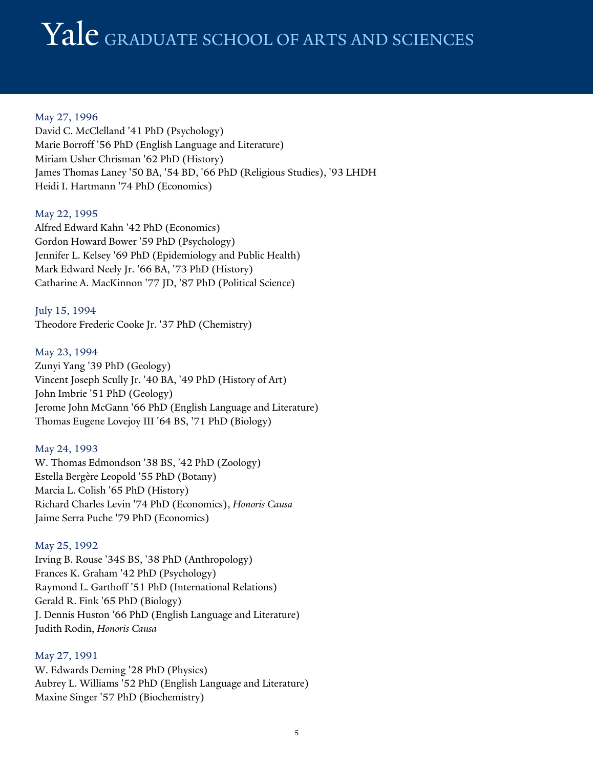May 27, 1996
David C. McClelland '41 PhD (Psychology)
Marie Borroff '56 PhD (English Language and Literature)
Miriam Usher Chrisman '62 PhD (History)
James Thomas Laney '50 BA, '54 BD, '66 PhD (Religious Studies), '93 LHDH
Heidi I. Hartmann '74 PhD (Economics)

May 22, 1995
Alfred Edward Kahn '42 PhD (Economics)
Gordon Howard Bower '59 PhD (Psychology)
Jennifer L. Kelsey '69 PhD (Epidemiology and Public Health)
Mark Edward Neely Jr. '66 BA, '73 PhD (History)
Catharine A. MacKinnon '77 JD, '87 PhD (Political Science)

July 15, 1994
Theodore Frederic Cooke Jr. '37 PhD (Chemistry)

May 23, 1994
Zunyi Yang '39 PhD (Geology)
Vincent Joseph Scully Jr. '40 BA, '49 PhD (History of Art)
John Imbrie '51 PhD (Geology)
Jerome John McGann '66 PhD (English Language and Literature)
Thomas Eugene Lovejoy III '64 BS, '71 PhD (Biology)

May 24, 1993
W. Thomas Edmondson '38 BS, '42 PhD (Zoology)
Estella Bergère Leopold '55 PhD (Botany)
Marcia L. Colish '65 PhD (History)
Richard Charles Levin '74 PhD (Economics), *Honoris Causa*
Jaime Serra Puche '79 PhD (Economics)

May 25, 1992
Irving B. Rouse '34S BS, '38 PhD (Anthropology)
Frances K. Graham '42 PhD (Psychology)
Raymond L. Garthoff '51 PhD (International Relations)
Gerald R. Fink '65 PhD (Biology)
J. Dennis Huston '66 PhD (English Language and Literature)
Judith Rodin, *Honoris Causa*

May 27, 1991
W. Edwards Deming '28 PhD (Physics)
Aubrey L. Williams '52 PhD (English Language and Literature)
Maxine Singer '57 PhD (Biochemistry)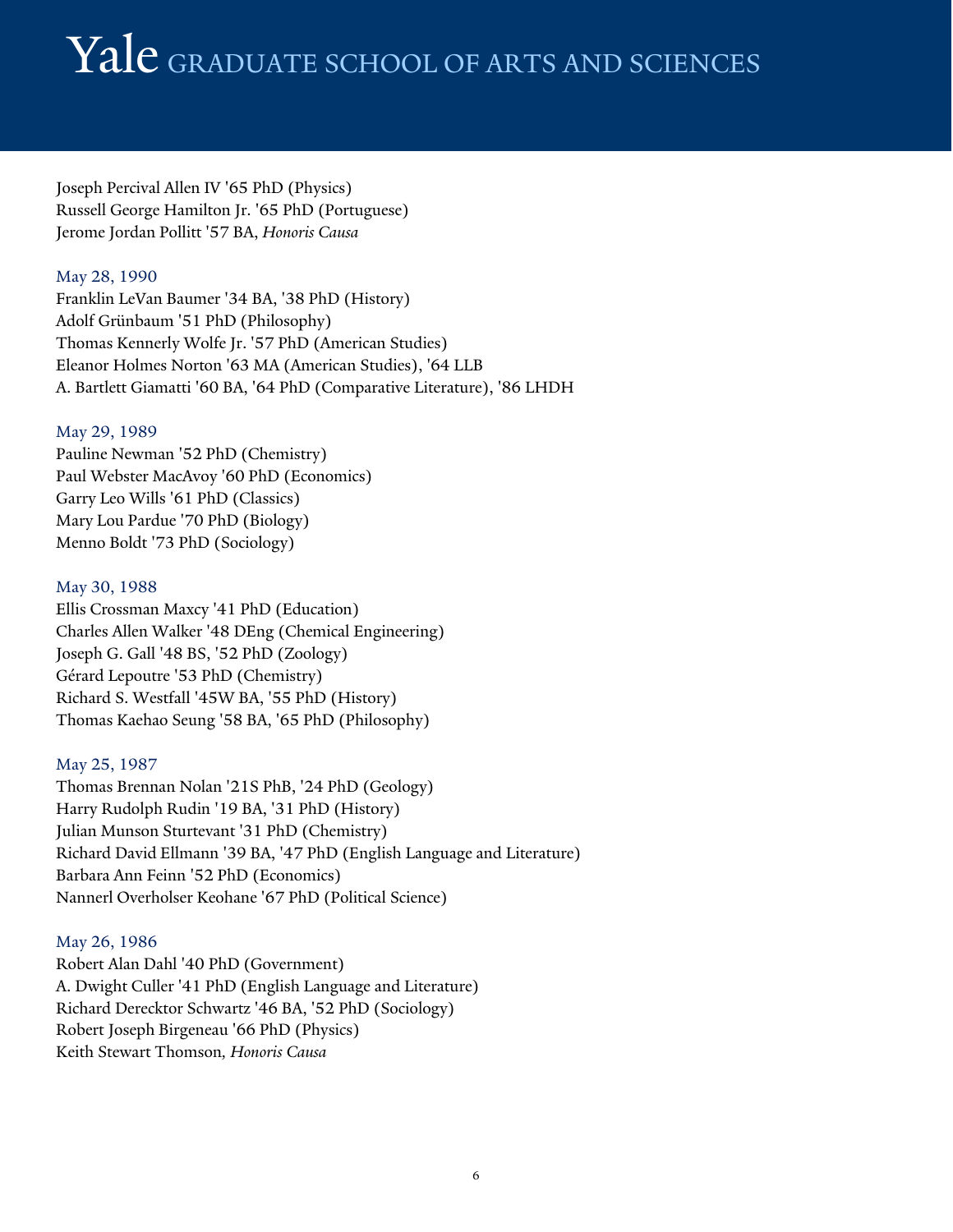Joseph Percival Allen IV '65 PhD (Physics)
Russell George Hamilton Jr. '65 PhD (Portuguese)
Jerome Jordan Pollitt '57 BA, *Honoris Causa*

### May 28, 1990

Franklin LeVan Baumer '34 BA, '38 PhD (History)
Adolf Grünbaum '51 PhD (Philosophy)
Thomas Kennerly Wolfe Jr. '57 PhD (American Studies)
Eleanor Holmes Norton '63 MA (American Studies), '64 LLB
A. Bartlett Giamatti '60 BA, '64 PhD (Comparative Literature), '86 LHDH

### May 29, 1989

Pauline Newman '52 PhD (Chemistry)
Paul Webster MacAvoy '60 PhD (Economics)
Garry Leo Wills '61 PhD (Classics)
Mary Lou Pardue '70 PhD (Biology)
Menno Boldt '73 PhD (Sociology)

### May 30, 1988

Ellis Crossman Maxcy '41 PhD (Education)
Charles Allen Walker '48 DEng (Chemical Engineering)
Joseph G. Gall '48 BS, '52 PhD (Zoology)
Gérard Lepoutre '53 PhD (Chemistry)
Richard S. Westfall '45W BA, '55 PhD (History)
Thomas Kaehao Seung '58 BA, '65 PhD (Philosophy)

### May 25, 1987

Thomas Brennan Nolan '21S PhB, '24 PhD (Geology)
Harry Rudolph Rudin '19 BA, '31 PhD (History)
Julian Munson Sturtevant '31 PhD (Chemistry)
Richard David Ellmann '39 BA, '47 PhD (English Language and Literature)
Barbara Ann Feinn '52 PhD (Economics)
Nannerl Overholser Keohane '67 PhD (Political Science)

### May 26, 1986

Robert Alan Dahl '40 PhD (Government)
A. Dwight Culler '41 PhD (English Language and Literature)
Richard Derecktor Schwartz '46 BA, '52 PhD (Sociology)
Robert Joseph Birgeneau '66 PhD (Physics)
Keith Stewart Thomson, *Honoris Causa*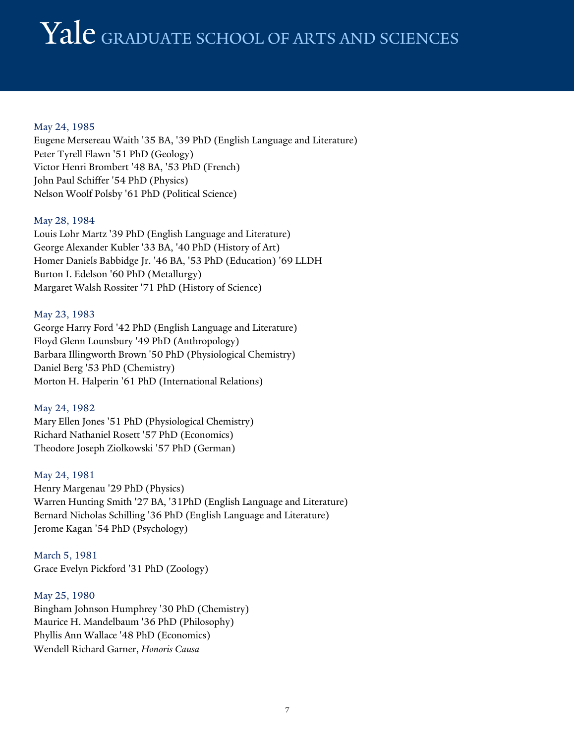# Yale GRADUATE SCHOOL OF ARTS AND SCIENCES

May 24, 1985

Eugene Mersereau Waith '35 BA, '39 PhD (English Language and Literature)
Peter Tyrell Flawn '51 PhD (Geology)
Victor Henri Brombert '48 BA, '53 PhD (French)
John Paul Schiffer '54 PhD (Physics)
Nelson Woolf Polsby '61 PhD (Political Science)

May 28, 1984

Louis Lohr Martz '39 PhD (English Language and Literature)
George Alexander Kubler '33 BA, '40 PhD (History of Art)
Homer Daniels Babbidge Jr. '46 BA, '53 PhD (Education) '69 LLDH
Burton I. Edelson '60 PhD (Metallurgy)
Margaret Walsh Rossiter '71 PhD (History of Science)

May 23, 1983

George Harry Ford '42 PhD (English Language and Literature)
Floyd Glenn Lounsbury '49 PhD (Anthropology)
Barbara Illingworth Brown '50 PhD (Physiological Chemistry)
Daniel Berg '53 PhD (Chemistry)
Morton H. Halperin '61 PhD (International Relations)

May 24, 1982

Mary Ellen Jones '51 PhD (Physiological Chemistry)
Richard Nathaniel Rosett '57 PhD (Economics)
Theodore Joseph Ziolkowski '57 PhD (German)

May 24, 1981

Henry Margenau '29 PhD (Physics)
Warren Hunting Smith '27 BA, '31PhD (English Language and Literature)
Bernard Nicholas Schilling '36 PhD (English Language and Literature)
Jerome Kagan '54 PhD (Psychology)

March 5, 1981

Grace Evelyn Pickford '31 PhD (Zoology)

May 25, 1980

Bingham Johnson Humphrey '30 PhD (Chemistry)
Maurice H. Mandelbaum '36 PhD (Philosophy)
Phyllis Ann Wallace '48 PhD (Economics)
Wendell Richard Garner, *Honoris Causa*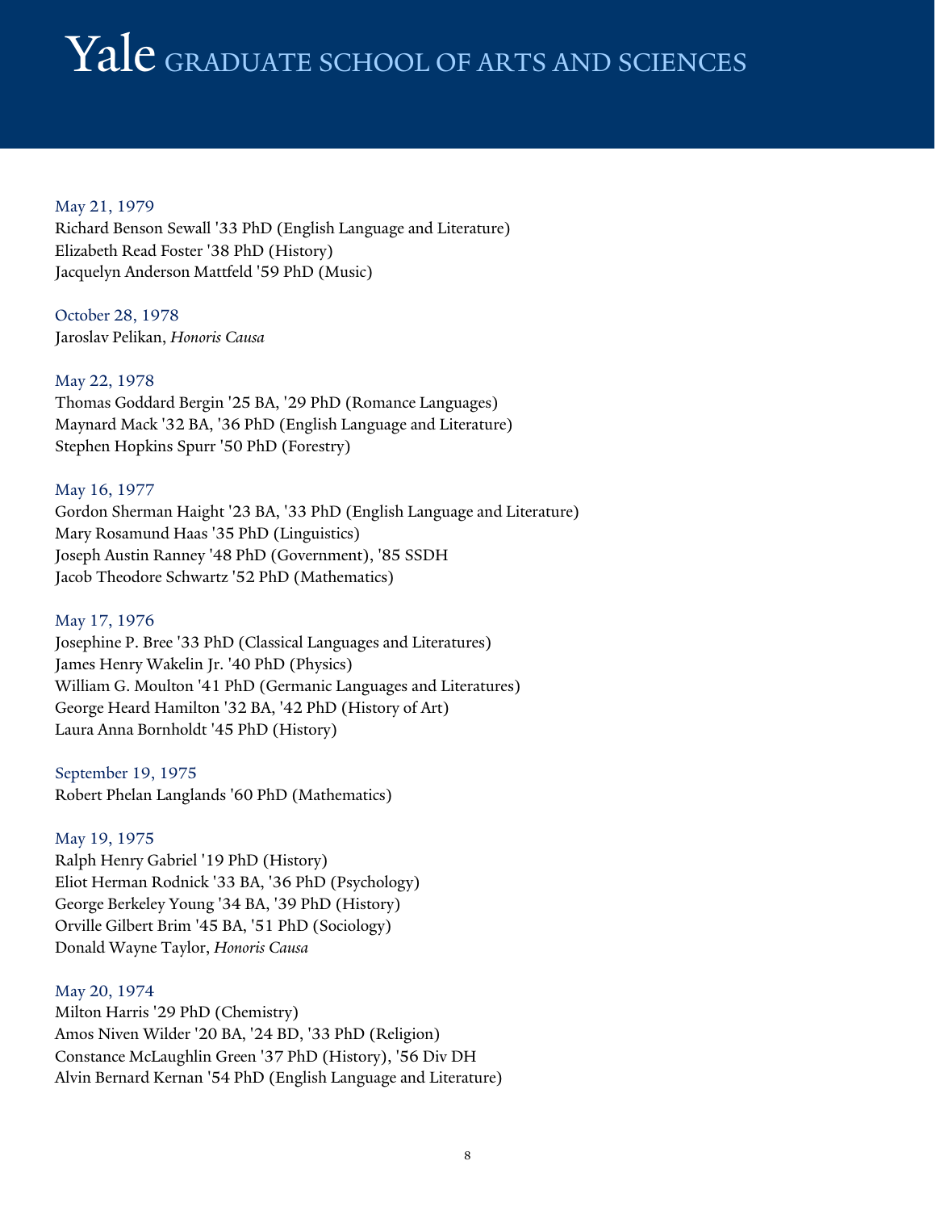May 21, 1979

Richard Benson Sewall '33 PhD (English Language and Literature)
Elizabeth Read Foster '38 PhD (History)
Jacquelyn Anderson Mattfeld '59 PhD (Music)

October 28, 1978

Jaroslav Pelikan, *Honoris Causa*

May 22, 1978

Thomas Goddard Bergin '25 BA, '29 PhD (Romance Languages)
Maynard Mack '32 BA, '36 PhD (English Language and Literature)
Stephen Hopkins Spurr '50 PhD (Forestry)

May 16, 1977

Gordon Sherman Haight '23 BA, '33 PhD (English Language and Literature)
Mary Rosamund Haas '35 PhD (Linguistics)
Joseph Austin Ranney '48 PhD (Government), '85 SSDH
Jacob Theodore Schwartz '52 PhD (Mathematics)

May 17, 1976

Josephine P. Bree '33 PhD (Classical Languages and Literatures)
James Henry Wakelin Jr. '40 PhD (Physics)
William G. Moulton '41 PhD (Germanic Languages and Literatures)
George Heard Hamilton '32 BA, '42 PhD (History of Art)
Laura Anna Bornholdt '45 PhD (History)

September 19, 1975

Robert Phelan Langlands '60 PhD (Mathematics)

May 19, 1975

Ralph Henry Gabriel '19 PhD (History)
Eliot Herman Rodnick '33 BA, '36 PhD (Psychology)
George Berkeley Young '34 BA, '39 PhD (History)
Orville Gilbert Brim '45 BA, '51 PhD (Sociology)
Donald Wayne Taylor, *Honoris Causa*

May 20, 1974

Milton Harris '29 PhD (Chemistry)
Amos Niven Wilder '20 BA, '24 BD, '33 PhD (Religion)
Constance McLaughlin Green '37 PhD (History), '56 Div DH
Alvin Bernard Kernan '54 PhD (English Language and Literature)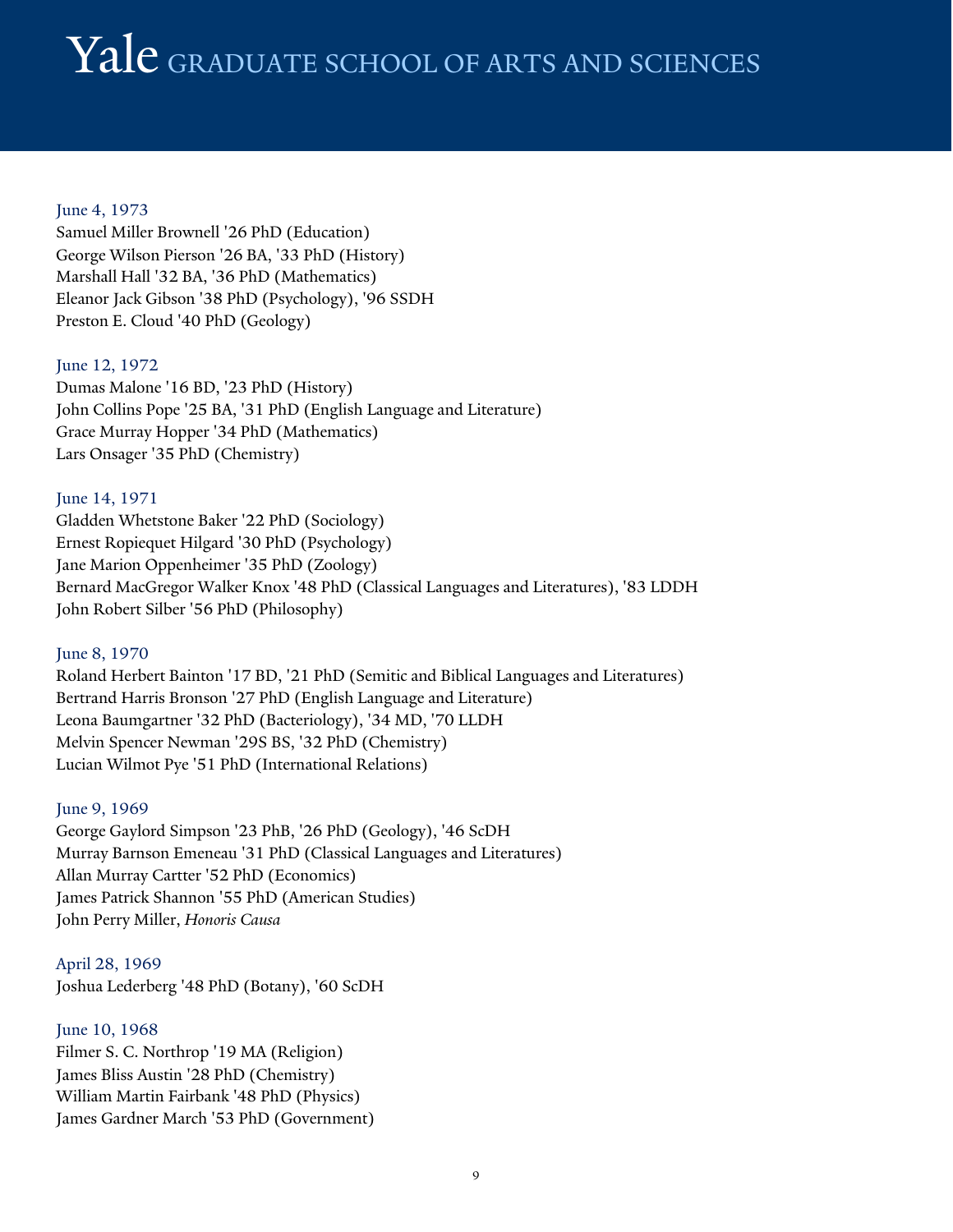# Yale GRADUATE SCHOOL OF ARTS AND SCIENCES

June 4, 1973
Samuel Miller Brownell '26 PhD (Education)
George Wilson Pierson '26 BA, '33 PhD (History)
Marshall Hall '32 BA, '36 PhD (Mathematics)
Eleanor Jack Gibson '38 PhD (Psychology), '96 SSDH
Preston E. Cloud '40 PhD (Geology)

June 12, 1972
Dumas Malone '16 BD, '23 PhD (History)
John Collins Pope '25 BA, '31 PhD (English Language and Literature)
Grace Murray Hopper '34 PhD (Mathematics)
Lars Onsager '35 PhD (Chemistry)

June 14, 1971
Gladden Whetstone Baker '22 PhD (Sociology)
Ernest Ropiequet Hilgard '30 PhD (Psychology)
Jane Marion Oppenheimer '35 PhD (Zoology)
Bernard MacGregor Walker Knox '48 PhD (Classical Languages and Literatures), '83 LDDH
John Robert Silber '56 PhD (Philosophy)

June 8, 1970
Roland Herbert Bainton '17 BD, '21 PhD (Semitic and Biblical Languages and Literatures)
Bertrand Harris Bronson '27 PhD (English Language and Literature)
Leona Baumgartner '32 PhD (Bacteriology), '34 MD, '70 LLDH
Melvin Spencer Newman '29S BS, '32 PhD (Chemistry)
Lucian Wilmot Pye '51 PhD (International Relations)

June 9, 1969
George Gaylord Simpson '23 PhB, '26 PhD (Geology), '46 ScDH
Murray Barnson Emeneau '31 PhD (Classical Languages and Literatures)
Allan Murray Cartter '52 PhD (Economics)
James Patrick Shannon '55 PhD (American Studies)
John Perry Miller, *Honoris Causa*

April 28, 1969
Joshua Lederberg '48 PhD (Botany), '60 ScDH

June 10, 1968
Filmer S. C. Northrop '19 MA (Religion)
James Bliss Austin '28 PhD (Chemistry)
William Martin Fairbank '48 PhD (Physics)
James Gardner March '53 PhD (Government)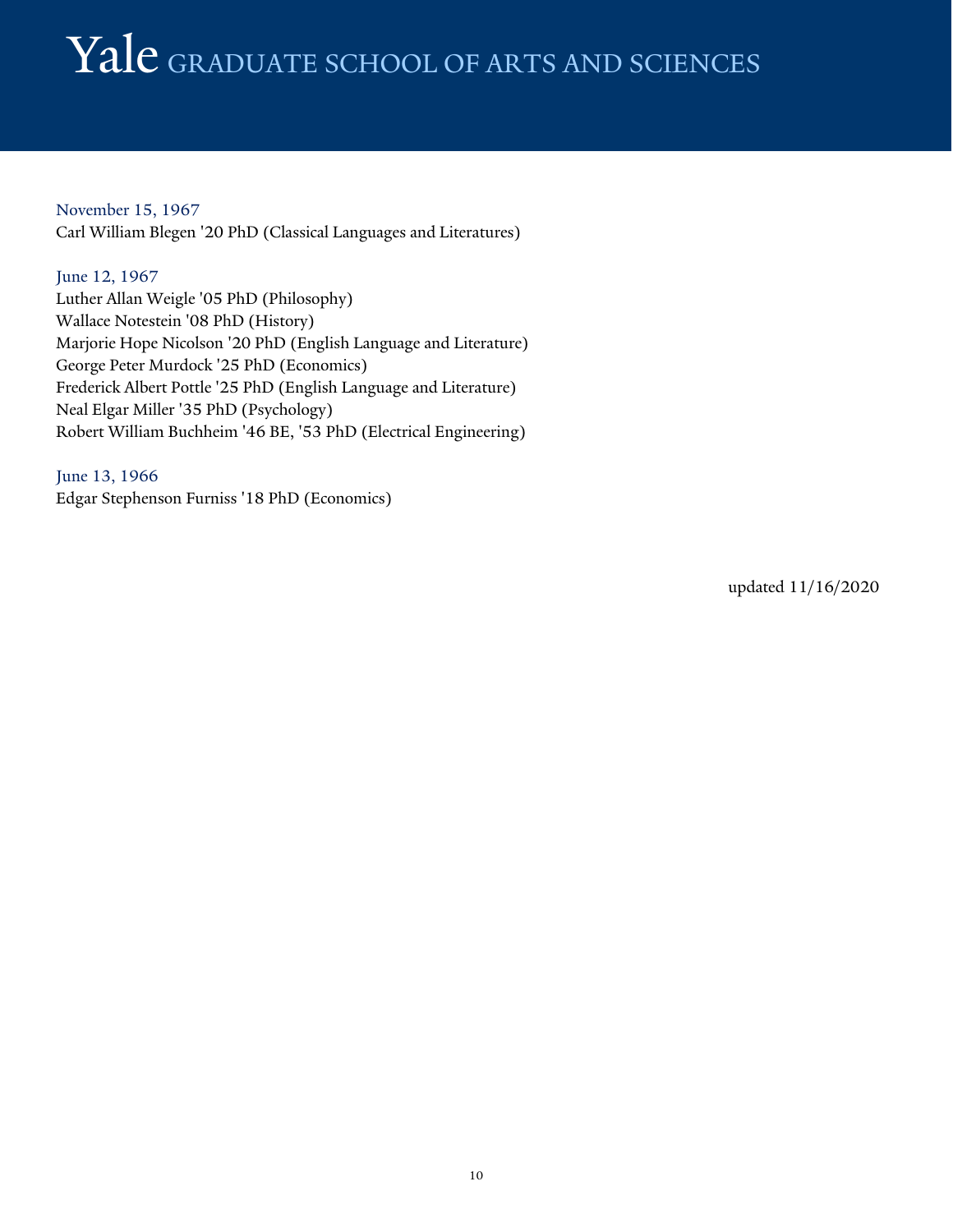November 15, 1967
Carl William Blegen '20 PhD (Classical Languages and Literatures)

June 12, 1967
Luther Allan Weigle '05 PhD (Philosophy)
Wallace Notestein '08 PhD (History)
Marjorie Hope Nicolson '20 PhD (English Language and Literature)
George Peter Murdock '25 PhD (Economics)
Frederick Albert Pottle '25 PhD (English Language and Literature)
Neal Elgar Miller '35 PhD (Psychology)
Robert William Buchheim '46 BE, '53 PhD (Electrical Engineering)

June 13, 1966
Edgar Stephenson Furniss '18 PhD (Economics)

updated 11/16/2020